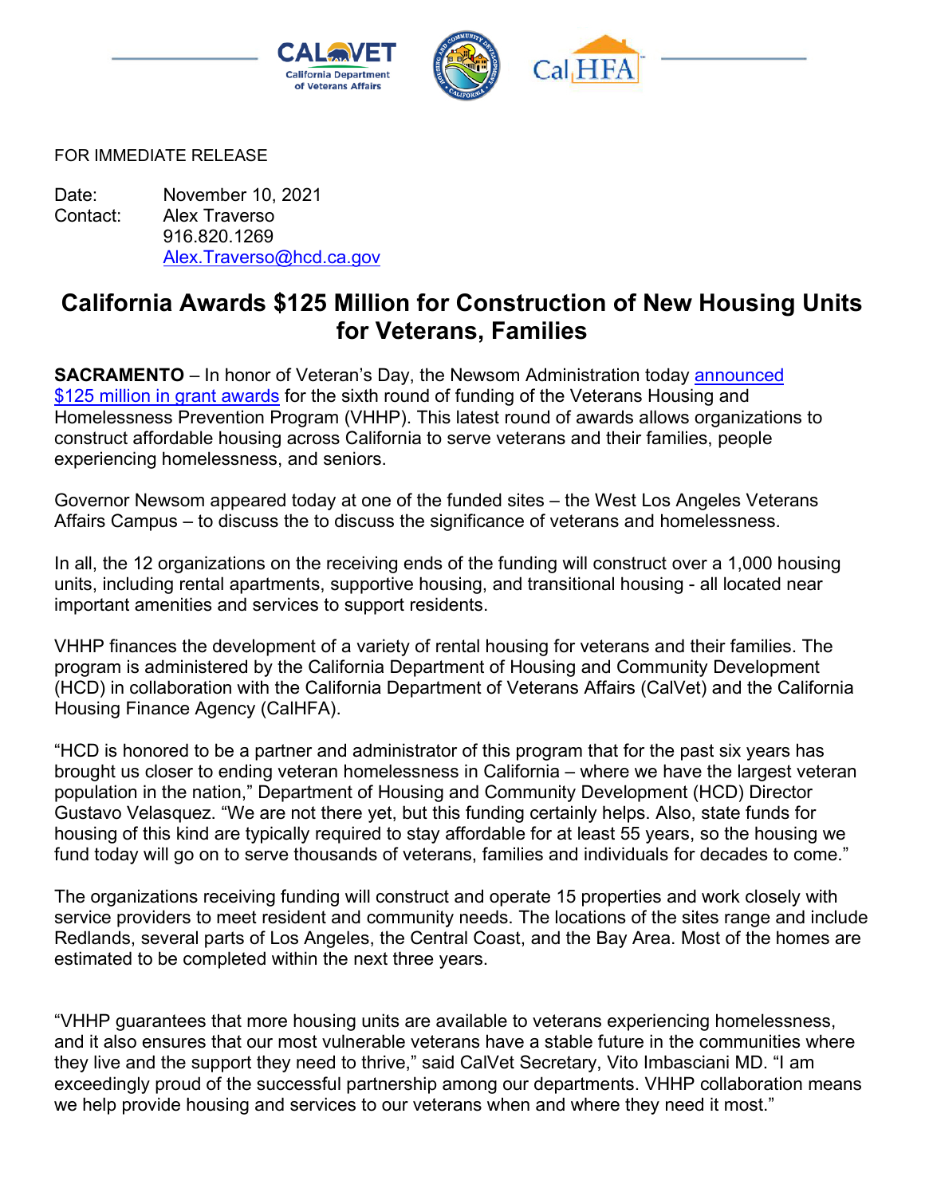FOR IMMEDIATE RELEASE

Date: November 10, 2021
Contact: Alex Traverso
916.820.1269
Alex.Traverso@hcd.ca.gov

# California Awards $125 Million for Construction of New Housing Units for Veterans, Families

**SACRAMENTO** – In honor of Veteran's Day, the Newsom Administration today announced $125 million in grant awards for the sixth round of funding of the Veterans Housing and Homelessness Prevention Program (VHHP). This latest round of awards allows organizations to construct affordable housing across California to serve veterans and their families, people experiencing homelessness, and seniors.

Governor Newsom appeared today at one of the funded sites – the West Los Angeles Veterans Affairs Campus – to discuss the to discuss the significance of veterans and homelessness.

In all, the 12 organizations on the receiving ends of the funding will construct over a 1,000 housing units, including rental apartments, supportive housing, and transitional housing - all located near important amenities and services to support residents.

VHHP finances the development of a variety of rental housing for veterans and their families. The program is administered by the California Department of Housing and Community Development (HCD) in collaboration with the California Department of Veterans Affairs (CalVet) and the California Housing Finance Agency (CalHFA).

"HCD is honored to be a partner and administrator of this program that for the past six years has brought us closer to ending veteran homelessness in California – where we have the largest veteran population in the nation," Department of Housing and Community Development (HCD) Director Gustavo Velasquez. "We are not there yet, but this funding certainly helps. Also, state funds for housing of this kind are typically required to stay affordable for at least 55 years, so the housing we fund today will go on to serve thousands of veterans, families and individuals for decades to come."

The organizations receiving funding will construct and operate 15 properties and work closely with service providers to meet resident and community needs. The locations of the sites range and include Redlands, several parts of Los Angeles, the Central Coast, and the Bay Area. Most of the homes are estimated to be completed within the next three years.

"VHHP guarantees that more housing units are available to veterans experiencing homelessness, and it also ensures that our most vulnerable veterans have a stable future in the communities where they live and the support they need to thrive," said CalVet Secretary, Vito Imbasciani MD. "I am exceedingly proud of the successful partnership among our departments. VHHP collaboration means we help provide housing and services to our veterans when and where they need it most."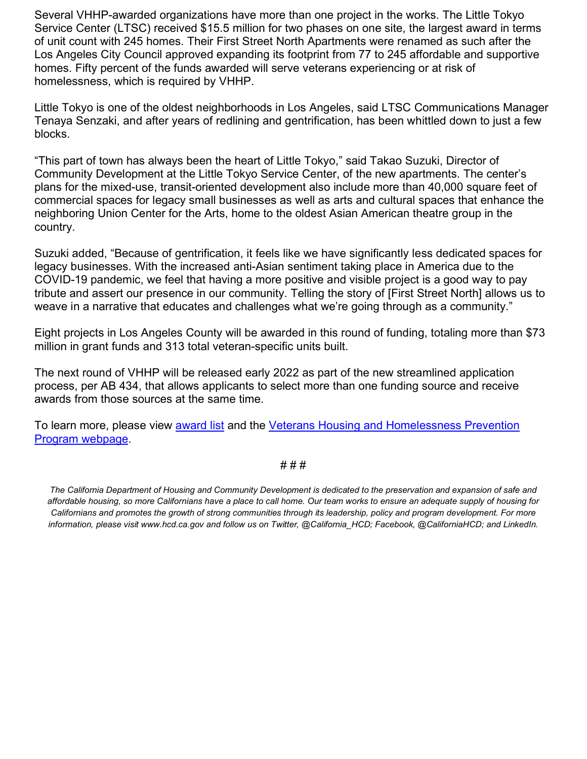Several VHHP-awarded organizations have more than one project in the works. The Little Tokyo Service Center (LTSC) received $15.5 million for two phases on one site, the largest award in terms of unit count with 245 homes. Their First Street North Apartments were renamed as such after the Los Angeles City Council approved expanding its footprint from 77 to 245 affordable and supportive homes. Fifty percent of the funds awarded will serve veterans experiencing or at risk of homelessness, which is required by VHHP.

Little Tokyo is one of the oldest neighborhoods in Los Angeles, said LTSC Communications Manager Tenaya Senzaki, and after years of redlining and gentrification, has been whittled down to just a few blocks.

"This part of town has always been the heart of Little Tokyo," said Takao Suzuki, Director of Community Development at the Little Tokyo Service Center, of the new apartments. The center's plans for the mixed-use, transit-oriented development also include more than 40,000 square feet of commercial spaces for legacy small businesses as well as arts and cultural spaces that enhance the neighboring Union Center for the Arts, home to the oldest Asian American theatre group in the country.

Suzuki added, "Because of gentrification, it feels like we have significantly less dedicated spaces for legacy businesses. With the increased anti-Asian sentiment taking place in America due to the COVID-19 pandemic, we feel that having a more positive and visible project is a good way to pay tribute and assert our presence in our community. Telling the story of [First Street North] allows us to weave in a narrative that educates and challenges what we're going through as a community."

Eight projects in Los Angeles County will be awarded in this round of funding, totaling more than $73 million in grant funds and 313 total veteran-specific units built.

The next round of VHHP will be released early 2022 as part of the new streamlined application process, per AB 434, that allows applicants to select more than one funding source and receive awards from those sources at the same time.

To learn more, please view award list and the Veterans Housing and Homelessness Prevention Program webpage.

# # #

*The California Department of Housing and Community Development is dedicated to the preservation and expansion of safe and affordable housing, so more Californians have a place to call home. Our team works to ensure an adequate supply of housing for Californians and promotes the growth of strong communities through its leadership, policy and program development. For more information, please visit www.hcd.ca.gov and follow us on Twitter, @California_HCD; Facebook, @CaliforniaHCD; and LinkedIn.*